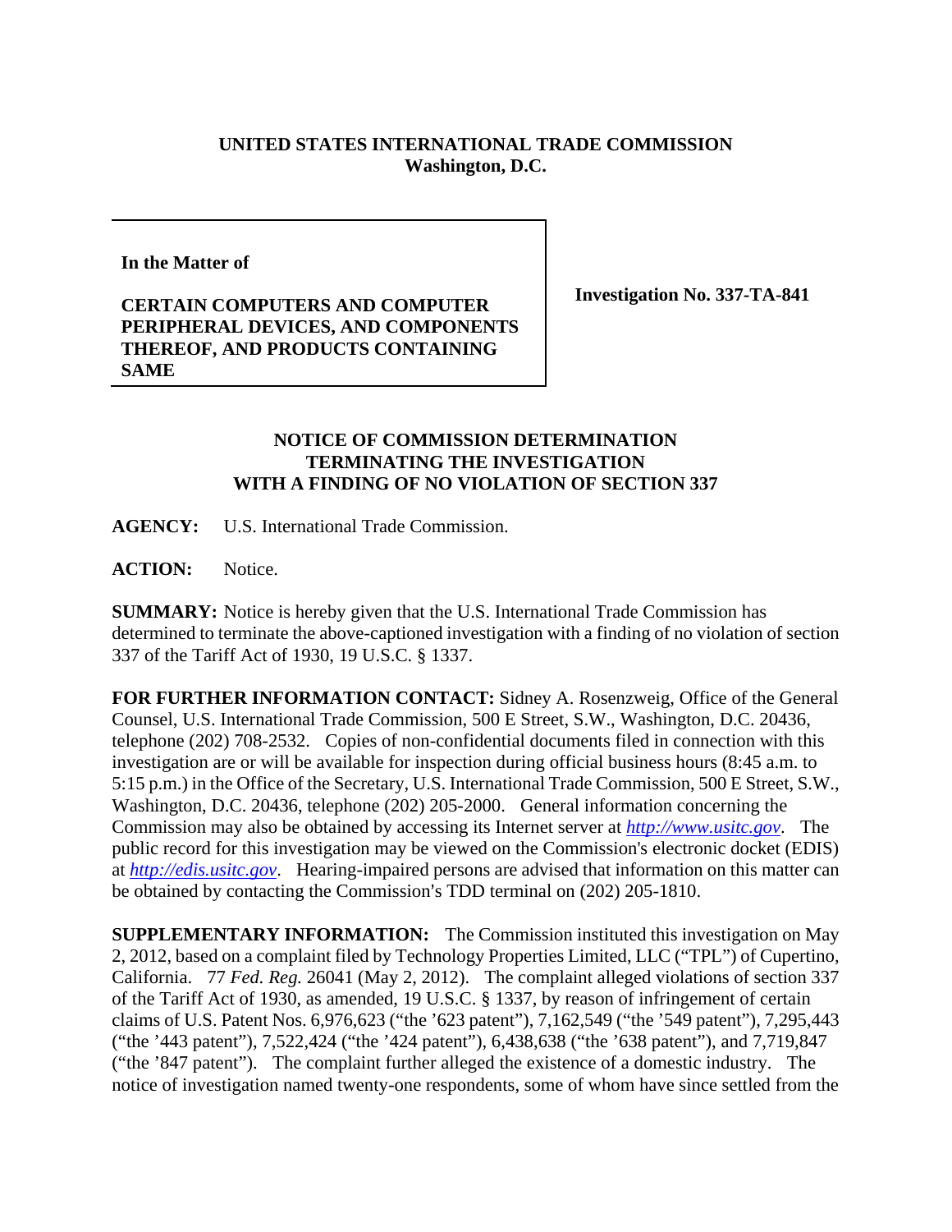**UNITED STATES INTERNATIONAL TRADE COMMISSION**
**Washington, D.C.**

| **In the Matter of**<br><br>**CERTAIN COMPUTERS AND COMPUTER PERIPHERAL DEVICES, AND COMPONENTS THEREOF, AND PRODUCTS CONTAINING SAME** | **Investigation No. 337-TA-841** |
|---|---|

**NOTICE OF COMMISSION DETERMINATION TERMINATING THE INVESTIGATION WITH A FINDING OF NO VIOLATION OF SECTION 337**

**AGENCY:** U.S. International Trade Commission.

**ACTION:** Notice.

**SUMMARY:** Notice is hereby given that the U.S. International Trade Commission has determined to terminate the above-captioned investigation with a finding of no violation of section 337 of the Tariff Act of 1930, 19 U.S.C. § 1337.

**FOR FURTHER INFORMATION CONTACT:** Sidney A. Rosenzweig, Office of the General Counsel, U.S. International Trade Commission, 500 E Street, S.W., Washington, D.C. 20436, telephone (202) 708-2532. Copies of non-confidential documents filed in connection with this investigation are or will be available for inspection during official business hours (8:45 a.m. to 5:15 p.m.) in the Office of the Secretary, U.S. International Trade Commission, 500 E Street, S.W., Washington, D.C. 20436, telephone (202) 205-2000. General information concerning the Commission may also be obtained by accessing its Internet server at *http://www.usitc.gov*. The public record for this investigation may be viewed on the Commission's electronic docket (EDIS) at *http://edis.usitc.gov*. Hearing-impaired persons are advised that information on this matter can be obtained by contacting the Commission's TDD terminal on (202) 205-1810.

**SUPPLEMENTARY INFORMATION:** The Commission instituted this investigation on May 2, 2012, based on a complaint filed by Technology Properties Limited, LLC ("TPL") of Cupertino, California. 77 *Fed. Reg.* 26041 (May 2, 2012). The complaint alleged violations of section 337 of the Tariff Act of 1930, as amended, 19 U.S.C. § 1337, by reason of infringement of certain claims of U.S. Patent Nos. 6,976,623 ("the '623 patent"), 7,162,549 ("the '549 patent"), 7,295,443 ("the '443 patent"), 7,522,424 ("the '424 patent"), 6,438,638 ("the '638 patent"), and 7,719,847 ("the '847 patent"). The complaint further alleged the existence of a domestic industry. The notice of investigation named twenty-one respondents, some of whom have since settled from the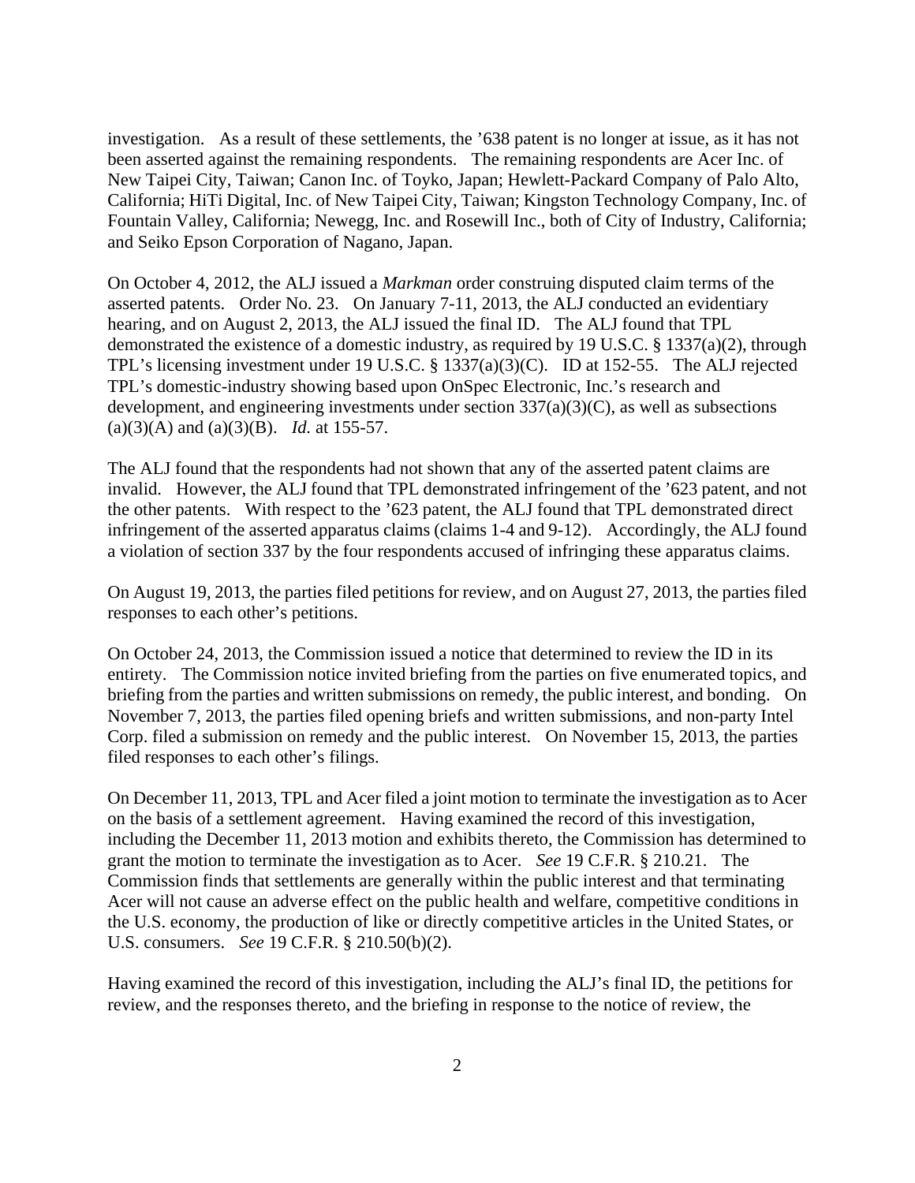investigation. As a result of these settlements, the ’638 patent is no longer at issue, as it has not been asserted against the remaining respondents. The remaining respondents are Acer Inc. of New Taipei City, Taiwan; Canon Inc. of Toyko, Japan; Hewlett-Packard Company of Palo Alto, California; HiTi Digital, Inc. of New Taipei City, Taiwan; Kingston Technology Company, Inc. of Fountain Valley, California; Newegg, Inc. and Rosewill Inc., both of City of Industry, California; and Seiko Epson Corporation of Nagano, Japan.

On October 4, 2012, the ALJ issued a *Markman* order construing disputed claim terms of the asserted patents. Order No. 23. On January 7-11, 2013, the ALJ conducted an evidentiary hearing, and on August 2, 2013, the ALJ issued the final ID. The ALJ found that TPL demonstrated the existence of a domestic industry, as required by 19 U.S.C. § 1337(a)(2), through TPL’s licensing investment under 19 U.S.C. § 1337(a)(3)(C). ID at 152-55. The ALJ rejected TPL’s domestic-industry showing based upon OnSpec Electronic, Inc.’s research and development, and engineering investments under section 337(a)(3)(C), as well as subsections (a)(3)(A) and (a)(3)(B). *Id.* at 155-57.

The ALJ found that the respondents had not shown that any of the asserted patent claims are invalid. However, the ALJ found that TPL demonstrated infringement of the ’623 patent, and not the other patents. With respect to the ’623 patent, the ALJ found that TPL demonstrated direct infringement of the asserted apparatus claims (claims 1-4 and 9-12). Accordingly, the ALJ found a violation of section 337 by the four respondents accused of infringing these apparatus claims.

On August 19, 2013, the parties filed petitions for review, and on August 27, 2013, the parties filed responses to each other’s petitions.

On October 24, 2013, the Commission issued a notice that determined to review the ID in its entirety. The Commission notice invited briefing from the parties on five enumerated topics, and briefing from the parties and written submissions on remedy, the public interest, and bonding. On November 7, 2013, the parties filed opening briefs and written submissions, and non-party Intel Corp. filed a submission on remedy and the public interest. On November 15, 2013, the parties filed responses to each other’s filings.

On December 11, 2013, TPL and Acer filed a joint motion to terminate the investigation as to Acer on the basis of a settlement agreement. Having examined the record of this investigation, including the December 11, 2013 motion and exhibits thereto, the Commission has determined to grant the motion to terminate the investigation as to Acer. *See* 19 C.F.R. § 210.21. The Commission finds that settlements are generally within the public interest and that terminating Acer will not cause an adverse effect on the public health and welfare, competitive conditions in the U.S. economy, the production of like or directly competitive articles in the United States, or U.S. consumers. *See* 19 C.F.R. § 210.50(b)(2).

Having examined the record of this investigation, including the ALJ’s final ID, the petitions for review, and the responses thereto, and the briefing in response to the notice of review, the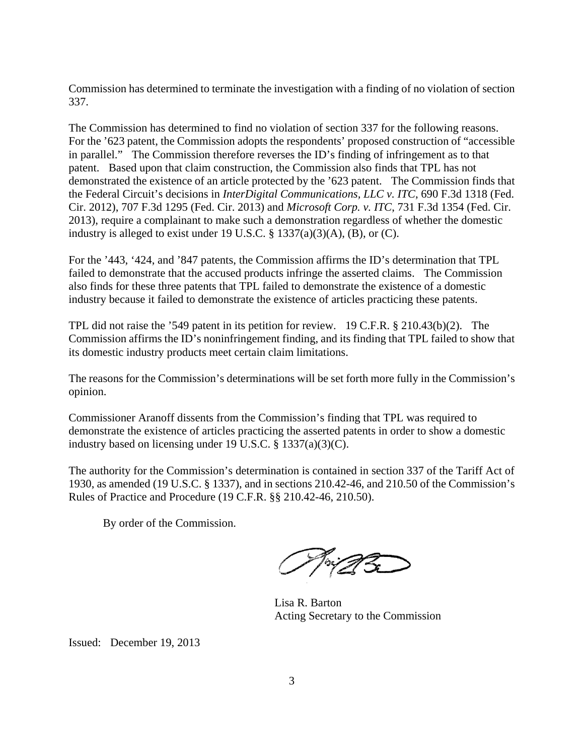Commission has determined to terminate the investigation with a finding of no violation of section 337.

The Commission has determined to find no violation of section 337 for the following reasons. For the '623 patent, the Commission adopts the respondents' proposed construction of "accessible in parallel." The Commission therefore reverses the ID's finding of infringement as to that patent. Based upon that claim construction, the Commission also finds that TPL has not demonstrated the existence of an article protected by the '623 patent. The Commission finds that the Federal Circuit's decisions in *InterDigital Communications, LLC v. ITC*, 690 F.3d 1318 (Fed. Cir. 2012), 707 F.3d 1295 (Fed. Cir. 2013) and *Microsoft Corp. v. ITC*, 731 F.3d 1354 (Fed. Cir. 2013), require a complainant to make such a demonstration regardless of whether the domestic industry is alleged to exist under 19 U.S.C. § 1337(a)(3)(A), (B), or (C).

For the '443, '424, and '847 patents, the Commission affirms the ID's determination that TPL failed to demonstrate that the accused products infringe the asserted claims. The Commission also finds for these three patents that TPL failed to demonstrate the existence of a domestic industry because it failed to demonstrate the existence of articles practicing these patents.

TPL did not raise the '549 patent in its petition for review. 19 C.F.R. § 210.43(b)(2). The Commission affirms the ID's noninfringement finding, and its finding that TPL failed to show that its domestic industry products meet certain claim limitations.

The reasons for the Commission's determinations will be set forth more fully in the Commission's opinion.

Commissioner Aranoff dissents from the Commission's finding that TPL was required to demonstrate the existence of articles practicing the asserted patents in order to show a domestic industry based on licensing under 19 U.S.C. § 1337(a)(3)(C).

The authority for the Commission's determination is contained in section 337 of the Tariff Act of 1930, as amended (19 U.S.C. § 1337), and in sections 210.42-46, and 210.50 of the Commission's Rules of Practice and Procedure (19 C.F.R. §§ 210.42-46, 210.50).

By order of the Commission.

Lisa R. Barton
Acting Secretary to the Commission

Issued: December 19, 2013